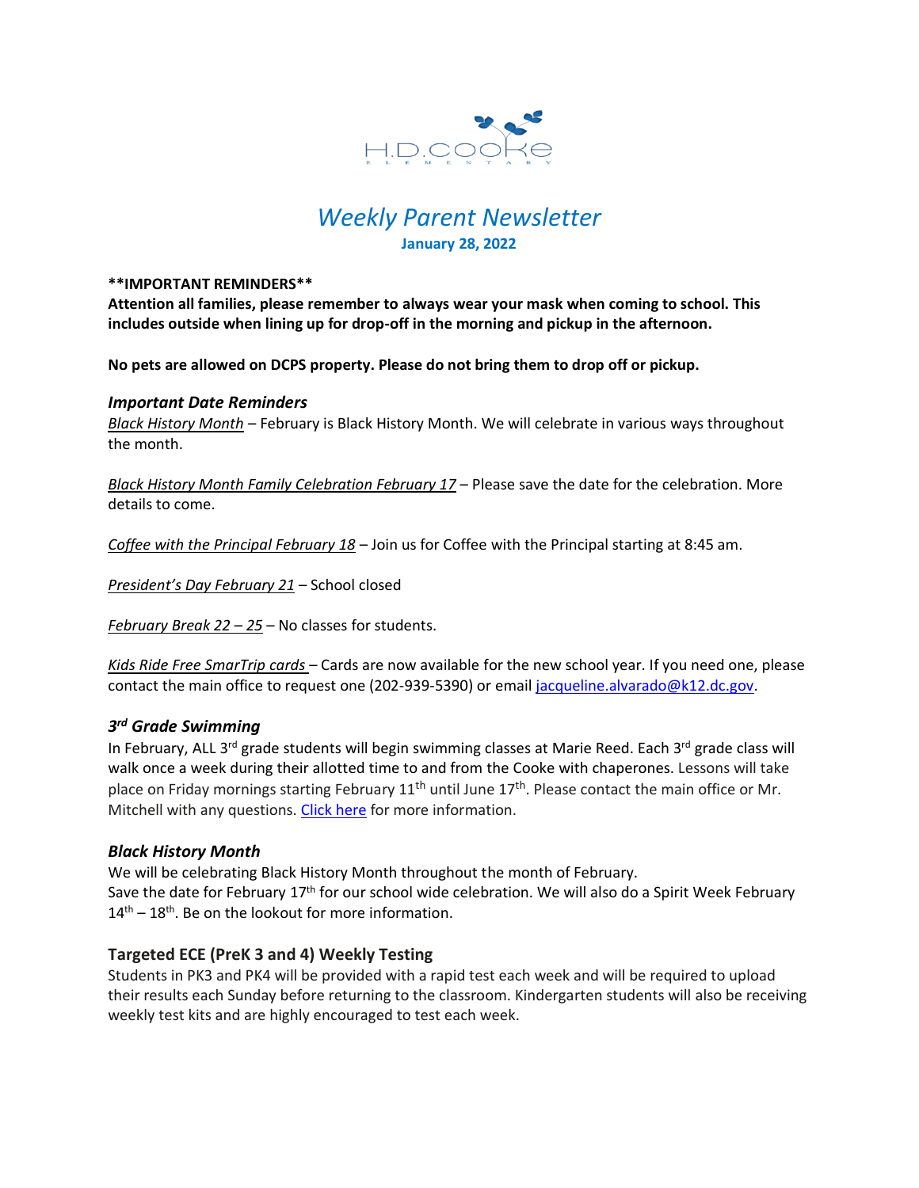H.D. COOKE ELEMENTARY

# *Weekly Parent Newsletter*

**January 28, 2022**

****IMPORTANT REMINDERS****

**Attention all families, please remember to always wear your mask when coming to school. This includes outside when lining up for drop-off in the morning and pickup in the afternoon.**

**No pets are allowed on DCPS property. Please do not bring them to drop off or pickup.**

### *Important Date Reminders*

*Black History Month* – February is Black History Month. We will celebrate in various ways throughout the month.

*Black History Month Family Celebration February 17* – Please save the date for the celebration. More details to come.

*Coffee with the Principal February 18* – Join us for Coffee with the Principal starting at 8:45 am.

*President's Day February 21* – School closed

*February Break 22 – 25* – No classes for students.

*Kids Ride Free SmarTrip cards* – Cards are now available for the new school year. If you need one, please contact the main office to request one (202-939-5390) or email jacqueline.alvarado@k12.dc.gov.

### *3rd Grade Swimming*

In February, ALL 3rd grade students will begin swimming classes at Marie Reed. Each 3rd grade class will walk once a week during their allotted time to and from the Cooke with chaperones. Lessons will take place on Friday mornings starting February 11th until June 17th. Please contact the main office or Mr. Mitchell with any questions. Click here for more information.

### *Black History Month*

We will be celebrating Black History Month throughout the month of February.
Save the date for February 17th for our school wide celebration. We will also do a Spirit Week February 14th – 18th. Be on the lookout for more information.

### Targeted ECE (PreK 3 and 4) Weekly Testing

Students in PK3 and PK4 will be provided with a rapid test each week and will be required to upload their results each Sunday before returning to the classroom. Kindergarten students will also be receiving weekly test kits and are highly encouraged to test each week.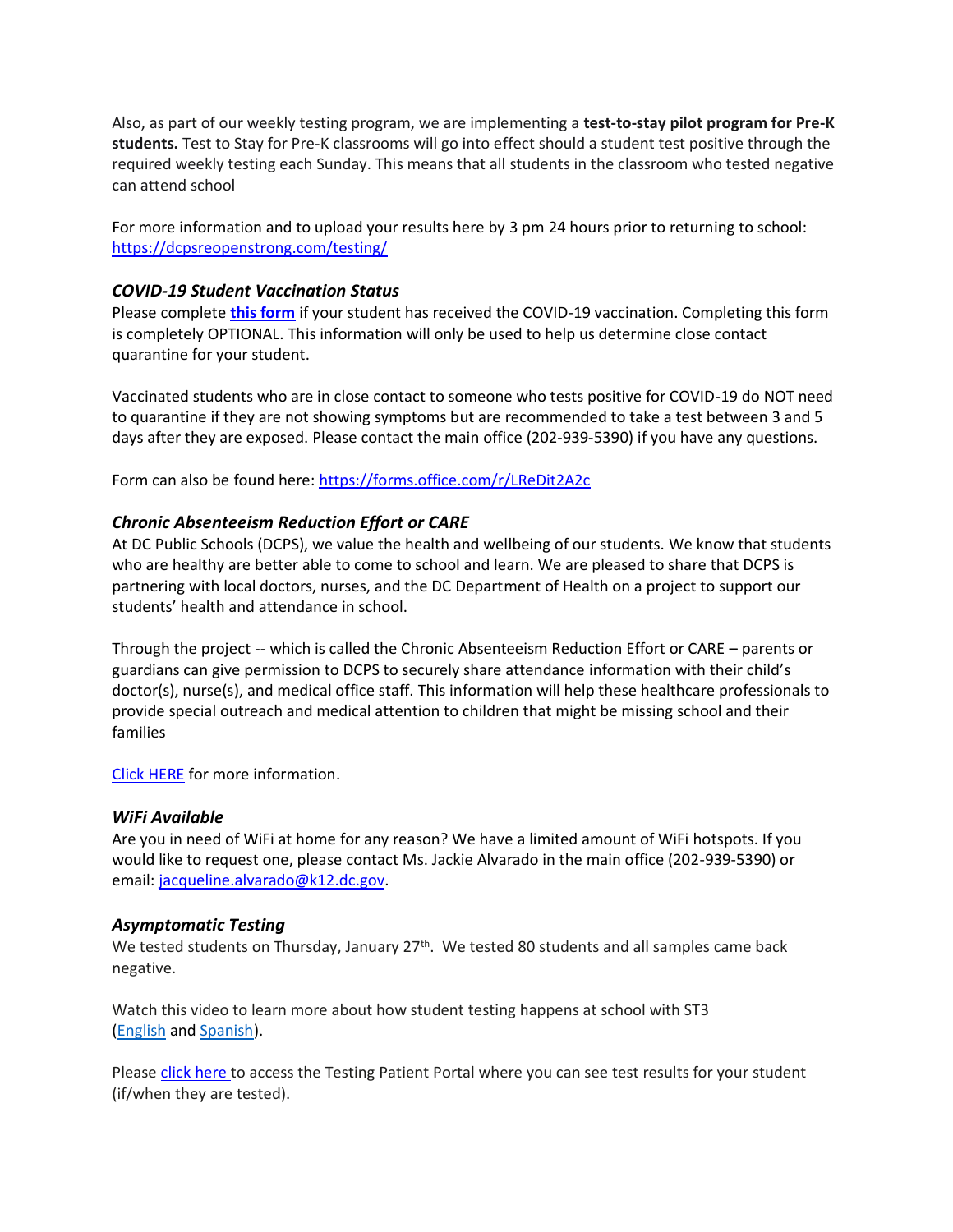Also, as part of our weekly testing program, we are implementing a **test-to-stay pilot program for Pre-K students.** Test to Stay for Pre-K classrooms will go into effect should a student test positive through the required weekly testing each Sunday. This means that all students in the classroom who tested negative can attend school

For more information and to upload your results here by 3 pm 24 hours prior to returning to school: [https://dcpsreopenstrong.com/testing/](https://dcpsreopenstrong.com/testing/)

### *COVID-19 Student Vaccination Status*

Please complete **[this form](https://forms.office.com/r/LReDit2A2c)** if your student has received the COVID-19 vaccination. Completing this form is completely OPTIONAL. This information will only be used to help us determine close contact quarantine for your student.

Vaccinated students who are in close contact to someone who tests positive for COVID-19 do NOT need to quarantine if they are not showing symptoms but are recommended to take a test between 3 and 5 days after they are exposed. Please contact the main office (202-939-5390) if you have any questions.

Form can also be found here: [https://forms.office.com/r/LReDit2A2c](https://forms.office.com/r/LReDit2A2c)

### *Chronic Absenteeism Reduction Effort or CARE*

At DC Public Schools (DCPS), we value the health and wellbeing of our students. We know that students who are healthy are better able to come to school and learn. We are pleased to share that DCPS is partnering with local doctors, nurses, and the DC Department of Health on a project to support our students' health and attendance in school.

Through the project -- which is called the Chronic Absenteeism Reduction Effort or CARE – parents or guardians can give permission to DCPS to securely share attendance information with their child's doctor(s), nurse(s), and medical office staff. This information will help these healthcare professionals to provide special outreach and medical attention to children that might be missing school and their families

Click HERE for more information.

### *WiFi Available*

Are you in need of WiFi at home for any reason? We have a limited amount of WiFi hotspots. If you would like to request one, please contact Ms. Jackie Alvarado in the main office (202-939-5390) or email: [jacqueline.alvarado@k12.dc.gov](mailto:jacqueline.alvarado@k12.dc.gov).

### *Asymptomatic Testing*

We tested students on Thursday, January 27th. We tested 80 students and all samples came back negative.

Watch this video to learn more about how student testing happens at school with ST3 (English and Spanish).

Please click here to access the Testing Patient Portal where you can see test results for your student (if/when they are tested).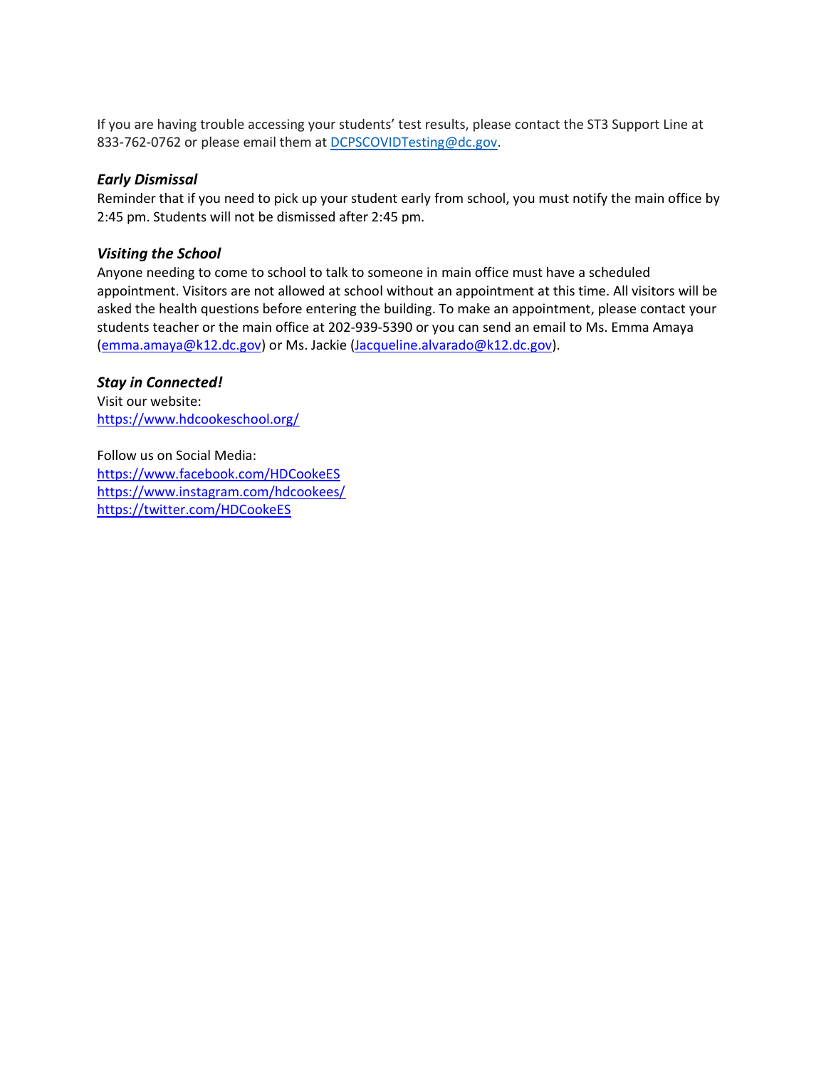If you are having trouble accessing your students' test results, please contact the ST3 Support Line at 833-762-0762 or please email them at [DCPSCOVIDTesting@dc.gov](mailto:DCPSCOVIDTesting@dc.gov).

### ***Early Dismissal***

Reminder that if you need to pick up your student early from school, you must notify the main office by 2:45 pm. Students will not be dismissed after 2:45 pm.

### ***Visiting the School***

Anyone needing to come to school to talk to someone in main office must have a scheduled appointment. Visitors are not allowed at school without an appointment at this time. All visitors will be asked the health questions before entering the building. To make an appointment, please contact your students teacher or the main office at 202-939-5390 or you can send an email to Ms. Emma Amaya ([emma.amaya@k12.dc.gov](mailto:emma.amaya@k12.dc.gov)) or Ms. Jackie ([Jacqueline.alvarado@k12.dc.gov](mailto:Jacqueline.alvarado@k12.dc.gov)).

### ***Stay in Connected!***

Visit our website:
[https://www.hdcookeschool.org/](https://www.hdcookeschool.org/)

Follow us on Social Media:
[https://www.facebook.com/HDCookeES](https://www.facebook.com/HDCookeES)
[https://www.instagram.com/hdcookees/](https://www.instagram.com/hdcookees/)
[https://twitter.com/HDCookeES](https://twitter.com/HDCookeES)